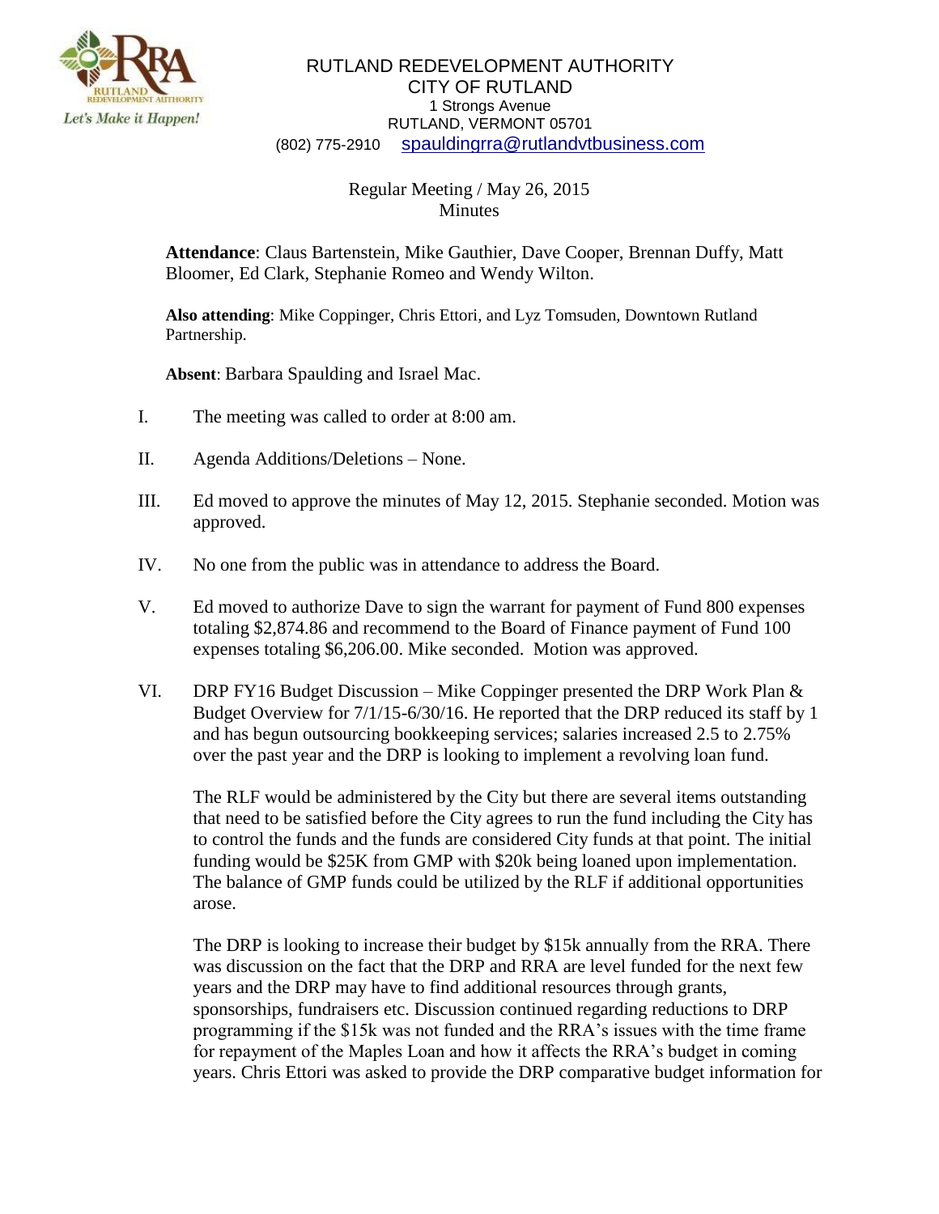RUTLAND REDEVELOPMENT AUTHORITY
CITY OF RUTLAND
1 Strongs Avenue
RUTLAND, VERMONT 05701
(802) 775-2910 spauldingrra@rutlandvtbusiness.com

Regular Meeting / May 26, 2015
Minutes

**Attendance**: Claus Bartenstein, Mike Gauthier, Dave Cooper, Brennan Duffy, Matt Bloomer, Ed Clark, Stephanie Romeo and Wendy Wilton.

**Also attending**: Mike Coppinger, Chris Ettori, and Lyz Tomsuden, Downtown Rutland Partnership.

**Absent**: Barbara Spaulding and Israel Mac.

I. The meeting was called to order at 8:00 am.

II. Agenda Additions/Deletions – None.

III. Ed moved to approve the minutes of May 12, 2015. Stephanie seconded. Motion was approved.

IV. No one from the public was in attendance to address the Board.

V. Ed moved to authorize Dave to sign the warrant for payment of Fund 800 expenses totaling $2,874.86 and recommend to the Board of Finance payment of Fund 100 expenses totaling $6,206.00. Mike seconded. Motion was approved.

VI. DRP FY16 Budget Discussion – Mike Coppinger presented the DRP Work Plan & Budget Overview for 7/1/15-6/30/16. He reported that the DRP reduced its staff by 1 and has begun outsourcing bookkeeping services; salaries increased 2.5 to 2.75% over the past year and the DRP is looking to implement a revolving loan fund.

The RLF would be administered by the City but there are several items outstanding that need to be satisfied before the City agrees to run the fund including the City has to control the funds and the funds are considered City funds at that point. The initial funding would be $25K from GMP with $20k being loaned upon implementation. The balance of GMP funds could be utilized by the RLF if additional opportunities arose.

The DRP is looking to increase their budget by $15k annually from the RRA. There was discussion on the fact that the DRP and RRA are level funded for the next few years and the DRP may have to find additional resources through grants, sponsorships, fundraisers etc. Discussion continued regarding reductions to DRP programming if the $15k was not funded and the RRA's issues with the time frame for repayment of the Maples Loan and how it affects the RRA's budget in coming years. Chris Ettori was asked to provide the DRP comparative budget information for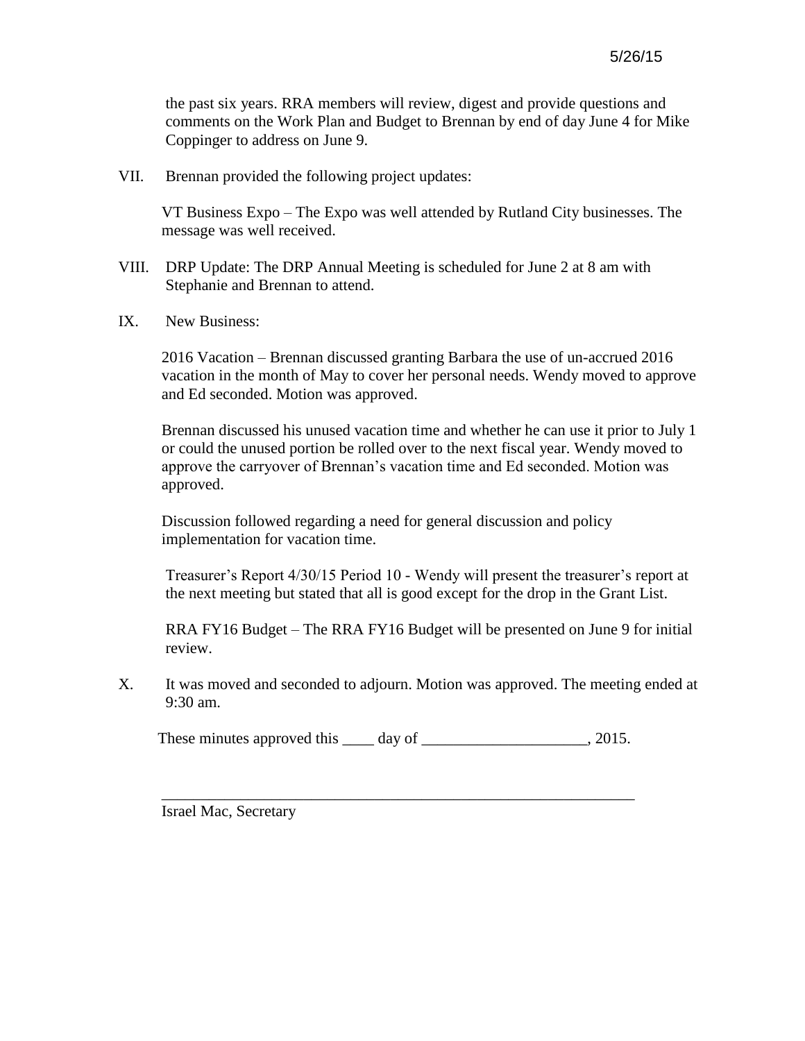the past six years. RRA members will review, digest and provide questions and comments on the Work Plan and Budget to Brennan by end of day June 4 for Mike Coppinger to address on June 9.

VII. Brennan provided the following project updates:

VT Business Expo – The Expo was well attended by Rutland City businesses. The message was well received.

VIII. DRP Update: The DRP Annual Meeting is scheduled for June 2 at 8 am with Stephanie and Brennan to attend.

IX. New Business:

2016 Vacation – Brennan discussed granting Barbara the use of un-accrued 2016 vacation in the month of May to cover her personal needs. Wendy moved to approve and Ed seconded. Motion was approved.

Brennan discussed his unused vacation time and whether he can use it prior to July 1 or could the unused portion be rolled over to the next fiscal year. Wendy moved to approve the carryover of Brennan's vacation time and Ed seconded. Motion was approved.

Discussion followed regarding a need for general discussion and policy implementation for vacation time.

Treasurer's Report 4/30/15 Period 10 - Wendy will present the treasurer's report at the next meeting but stated that all is good except for the drop in the Grant List.

RRA FY16 Budget – The RRA FY16 Budget will be presented on June 9 for initial review.

X. It was moved and seconded to adjourn. Motion was approved. The meeting ended at 9:30 am.

These minutes approved this ____ day of _____________________, 2015.

_______________________________________________________________
Israel Mac, Secretary